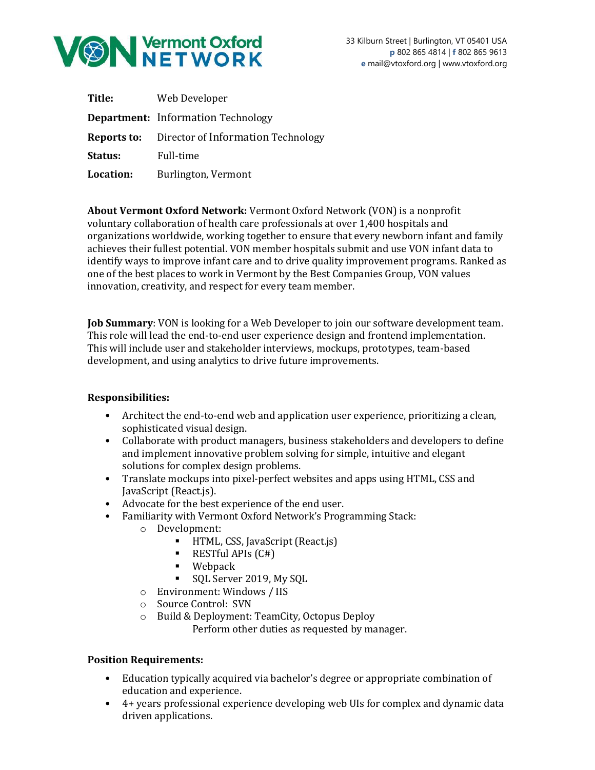**Vermont Oxford NETWORK**

33 Kilburn Street | Burlington, VT 05401 USA
**p** 802 865 4814 | **f** 802 865 9613
**e** mail@vtoxford.org | www.vtoxford.org

**Title:** Web Developer

**Department:** Information Technology

**Reports to:** Director of Information Technology

**Status:** Full-time

**Location:** Burlington, Vermont

**About Vermont Oxford Network:** Vermont Oxford Network (VON) is a nonprofit voluntary collaboration of health care professionals at over 1,400 hospitals and organizations worldwide, working together to ensure that every newborn infant and family achieves their fullest potential. VON member hospitals submit and use VON infant data to identify ways to improve infant care and to drive quality improvement programs. Ranked as one of the best places to work in Vermont by the Best Companies Group, VON values innovation, creativity, and respect for every team member.

**Job Summary**: VON is looking for a Web Developer to join our software development team. This role will lead the end-to-end user experience design and frontend implementation. This will include user and stakeholder interviews, mockups, prototypes, team-based development, and using analytics to drive future improvements.

**Responsibilities:**

- Architect the end-to-end web and application user experience, prioritizing a clean, sophisticated visual design.
- Collaborate with product managers, business stakeholders and developers to define and implement innovative problem solving for simple, intuitive and elegant solutions for complex design problems.
- Translate mockups into pixel-perfect websites and apps using HTML, CSS and JavaScript (React.js).
- Advocate for the best experience of the end user.
- Familiarity with Vermont Oxford Network's Programming Stack:
  - Development:
    - HTML, CSS, JavaScript (React.js)
    - RESTful APIs (C#)
    - Webpack
    - SQL Server 2019, My SQL
  - Environment: Windows / IIS
  - Source Control: SVN
  - Build & Deployment: TeamCity, Octopus Deploy

    Perform other duties as requested by manager.

**Position Requirements:**

- Education typically acquired via bachelor's degree or appropriate combination of education and experience.
- 4+ years professional experience developing web UIs for complex and dynamic data driven applications.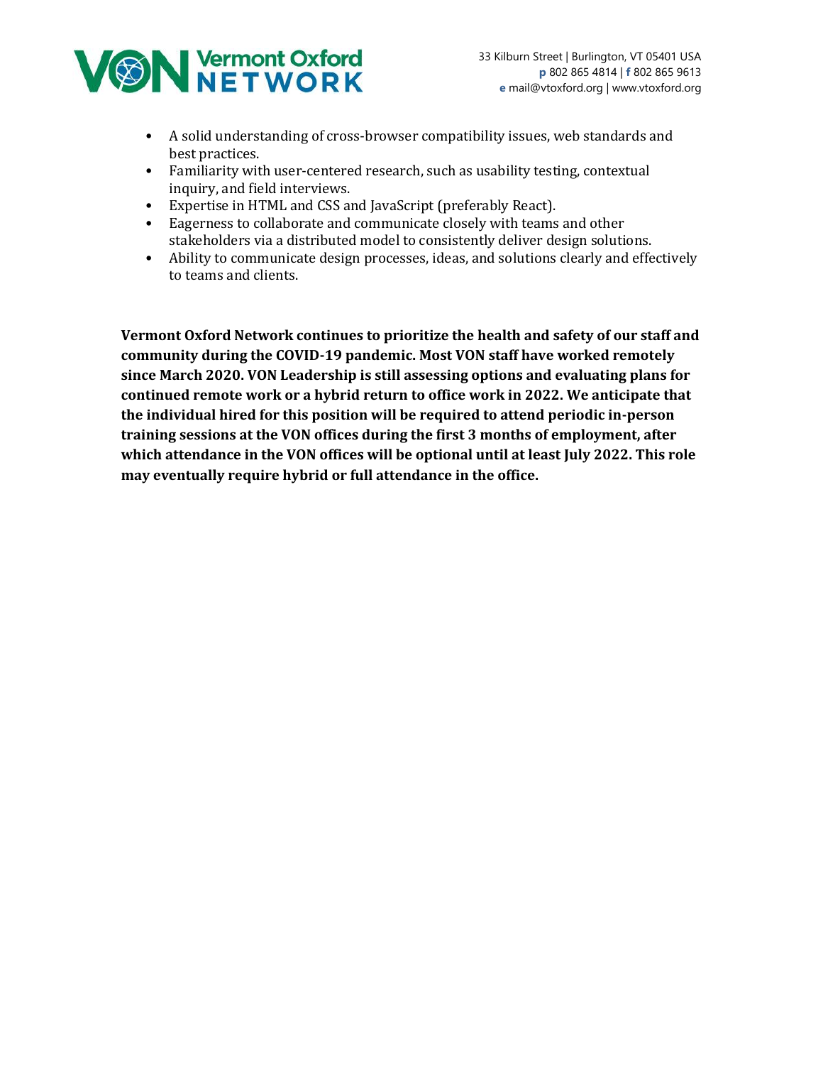- A solid understanding of cross-browser compatibility issues, web standards and best practices.
- Familiarity with user-centered research, such as usability testing, contextual inquiry, and field interviews.
- Expertise in HTML and CSS and JavaScript (preferably React).
- Eagerness to collaborate and communicate closely with teams and other stakeholders via a distributed model to consistently deliver design solutions.
- Ability to communicate design processes, ideas, and solutions clearly and effectively to teams and clients.

**Vermont Oxford Network continues to prioritize the health and safety of our staff and community during the COVID-19 pandemic. Most VON staff have worked remotely since March 2020. VON Leadership is still assessing options and evaluating plans for continued remote work or a hybrid return to office work in 2022. We anticipate that the individual hired for this position will be required to attend periodic in-person training sessions at the VON offices during the first 3 months of employment, after which attendance in the VON offices will be optional until at least July 2022. This role may eventually require hybrid or full attendance in the office.**